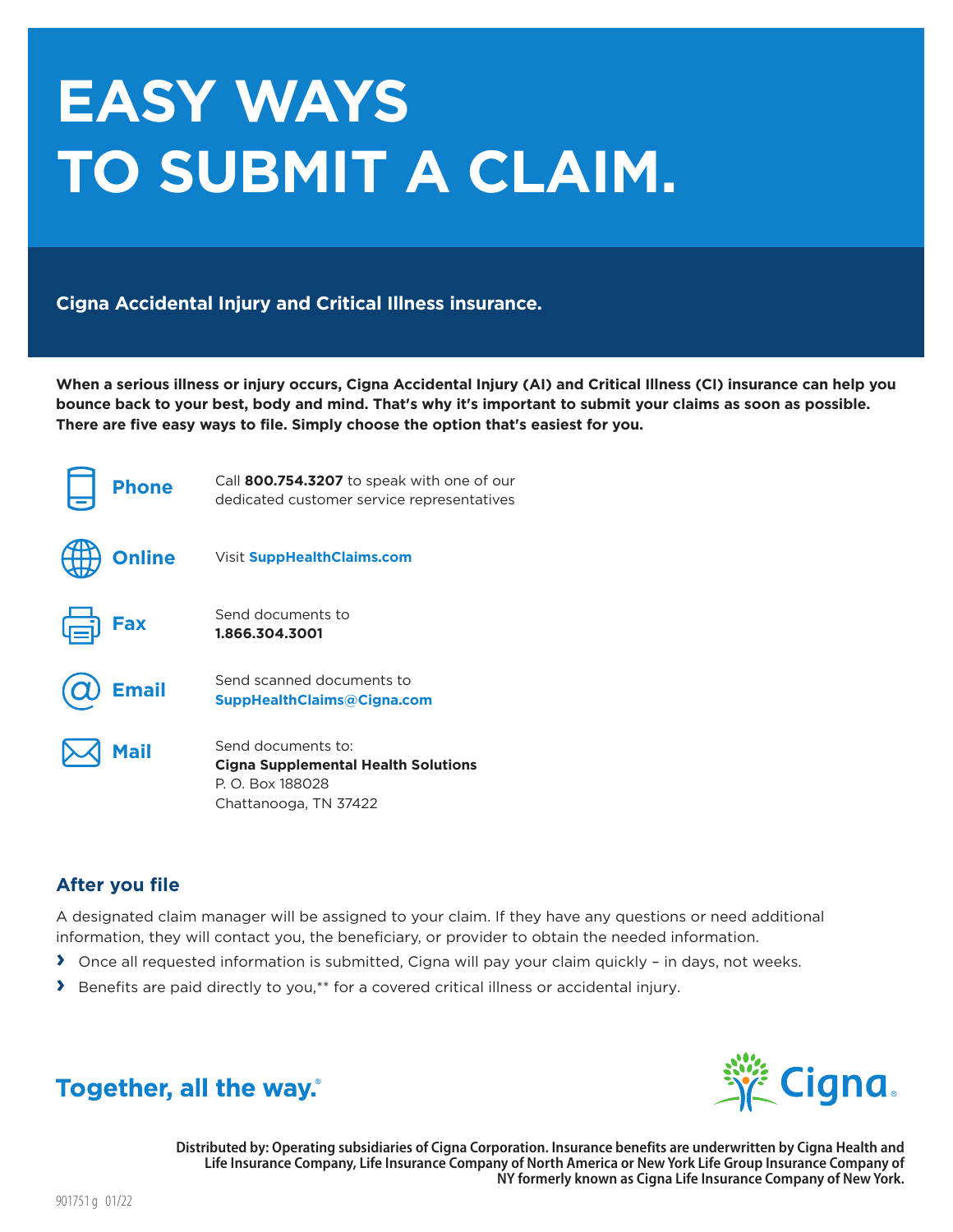# EASY WAYS TO SUBMIT A CLAIM.

**Cigna Accidental Injury and Critical Illness insurance.**

**When a serious illness or injury occurs, Cigna Accidental Injury (AI) and Critical Illness (CI) insurance can help you bounce back to your best, body and mind. That's why it's important to submit your claims as soon as possible. There are five easy ways to file. Simply choose the option that's easiest for you.**

**Phone** — Call **800.754.3207** to speak with one of our dedicated customer service representatives

**Online** — Visit **SuppHealthClaims.com**

**Fax** — Send documents to **1.866.304.3001**

**Email** — Send scanned documents to **SuppHealthClaims@Cigna.com**

**Mail** — Send documents to:
**Cigna Supplemental Health Solutions**
P. O. Box 188028
Chattanooga, TN 37422

## After you file

A designated claim manager will be assigned to your claim. If they have any questions or need additional information, they will contact you, the beneficiary, or provider to obtain the needed information.

- Once all requested information is submitted, Cigna will pay your claim quickly – in days, not weeks.
- Benefits are paid directly to you,** for a covered critical illness or accidental injury.

Together, all the way.®

Cigna.

**Distributed by: Operating subsidiaries of Cigna Corporation. Insurance benefits are underwritten by Cigna Health and Life Insurance Company, Life Insurance Company of North America or New York Life Group Insurance Company of NY formerly known as Cigna Life Insurance Company of New York.**

901751g 01/22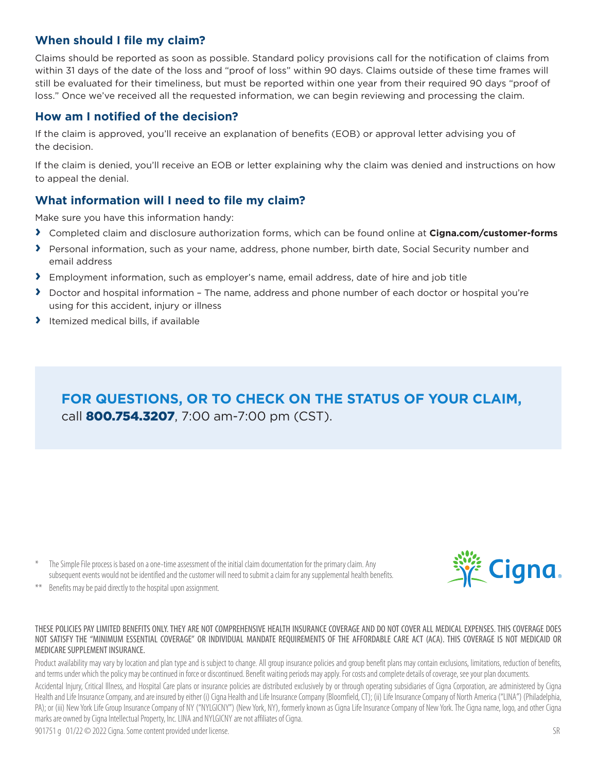## When should I file my claim?

Claims should be reported as soon as possible. Standard policy provisions call for the notification of claims from within 31 days of the date of the loss and "proof of loss" within 90 days. Claims outside of these time frames will still be evaluated for their timeliness, but must be reported within one year from their required 90 days "proof of loss." Once we've received all the requested information, we can begin reviewing and processing the claim.

## How am I notified of the decision?

If the claim is approved, you'll receive an explanation of benefits (EOB) or approval letter advising you of the decision.

If the claim is denied, you'll receive an EOB or letter explaining why the claim was denied and instructions on how to appeal the denial.

## What information will I need to file my claim?

Make sure you have this information handy:

- Completed claim and disclosure authorization forms, which can be found online at **Cigna.com/customer-forms**
- Personal information, such as your name, address, phone number, birth date, Social Security number and email address
- Employment information, such as employer's name, email address, date of hire and job title
- Doctor and hospital information – The name, address and phone number of each doctor or hospital you're using for this accident, injury or illness
- Itemized medical bills, if available

**FOR QUESTIONS, OR TO CHECK ON THE STATUS OF YOUR CLAIM,** call **800.754.3207**, 7:00 am-7:00 pm (CST).

\* The Simple File process is based on a one-time assessment of the initial claim documentation for the primary claim. Any subsequent events would not be identified and the customer will need to submit a claim for any supplemental health benefits.

\*\* Benefits may be paid directly to the hospital upon assignment.

THESE POLICIES PAY LIMITED BENEFITS ONLY. THEY ARE NOT COMPREHENSIVE HEALTH INSURANCE COVERAGE AND DO NOT COVER ALL MEDICAL EXPENSES. THIS COVERAGE DOES NOT SATISFY THE "MINIMUM ESSENTIAL COVERAGE" OR INDIVIDUAL MANDATE REQUIREMENTS OF THE AFFORDABLE CARE ACT (ACA). THIS COVERAGE IS NOT MEDICAID OR MEDICARE SUPPLEMENT INSURANCE.

Product availability may vary by location and plan type and is subject to change. All group insurance policies and group benefit plans may contain exclusions, limitations, reduction of benefits, and terms under which the policy may be continued in force or discontinued. Benefit waiting periods may apply. For costs and complete details of coverage, see your plan documents.

Accidental Injury, Critical Illness, and Hospital Care plans or insurance policies are distributed exclusively by or through operating subsidiaries of Cigna Corporation, are administered by Cigna Health and Life Insurance Company, and are insured by either (i) Cigna Health and Life Insurance Company (Bloomfield, CT); (ii) Life Insurance Company of North America ("LINA") (Philadelphia, PA); or (iii) New York Life Group Insurance Company of NY ("NYLGICNY") (New York, NY), formerly known as Cigna Life Insurance Company of New York. The Cigna name, logo, and other Cigna marks are owned by Cigna Intellectual Property, Inc. LINA and NYLGICNY are not affiliates of Cigna.

901751 g 01/22 © 2022 Cigna. Some content provided under license. SR